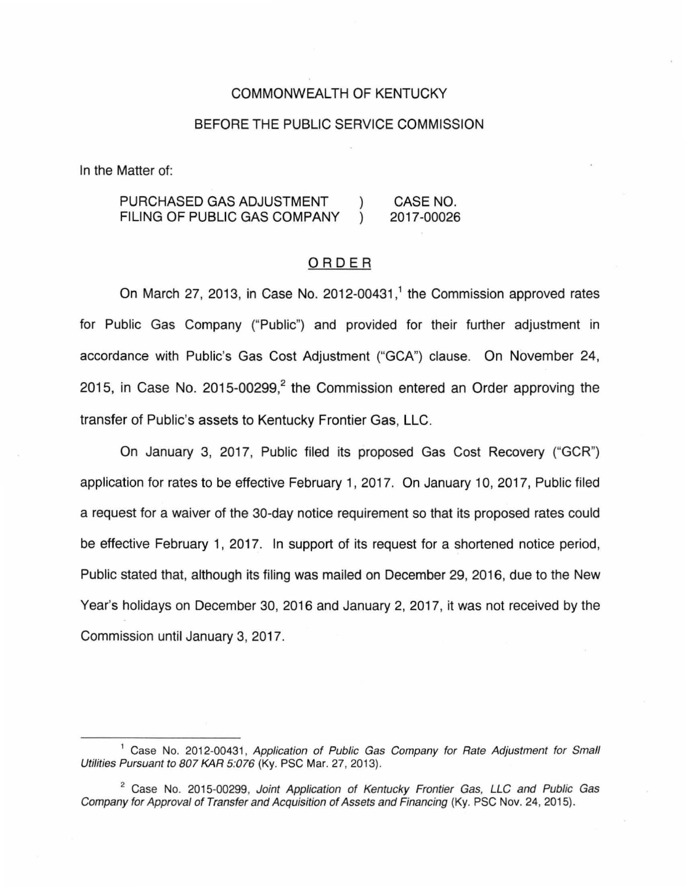COMMONWEALTH OF KENTUCKY

BEFORE THE PUBLIC SERVICE COMMISSION

In the Matter of:

| | | |
|---|---|---|
| PURCHASED GAS ADJUSTMENT FILING OF PUBLIC GAS COMPANY | ) ) | CASE NO. 2017-00026 |

## ORDER

On March 27, 2013, in Case No. 2012-00431,[1] the Commission approved rates for Public Gas Company ("Public") and provided for their further adjustment in accordance with Public's Gas Cost Adjustment ("GCA") clause. On November 24, 2015, in Case No. 2015-00299,[2] the Commission entered an Order approving the transfer of Public's assets to Kentucky Frontier Gas, LLC.

On January 3, 2017, Public filed its proposed Gas Cost Recovery ("GCR") application for rates to be effective February 1, 2017. On January 10, 2017, Public filed a request for a waiver of the 30-day notice requirement so that its proposed rates could be effective February 1, 2017. In support of its request for a shortened notice period, Public stated that, although its filing was mailed on December 29, 2016, due to the New Year's holidays on December 30, 2016 and January 2, 2017, it was not received by the Commission until January 3, 2017.

---

[1] Case No. 2012-00431, *Application of Public Gas Company for Rate Adjustment for Small Utilities Pursuant to 807 KAR 5:076* (Ky. PSC Mar. 27, 2013).

[2] Case No. 2015-00299, *Joint Application of Kentucky Frontier Gas, LLC and Public Gas Company for Approval of Transfer and Acquisition of Assets and Financing* (Ky. PSC Nov. 24, 2015).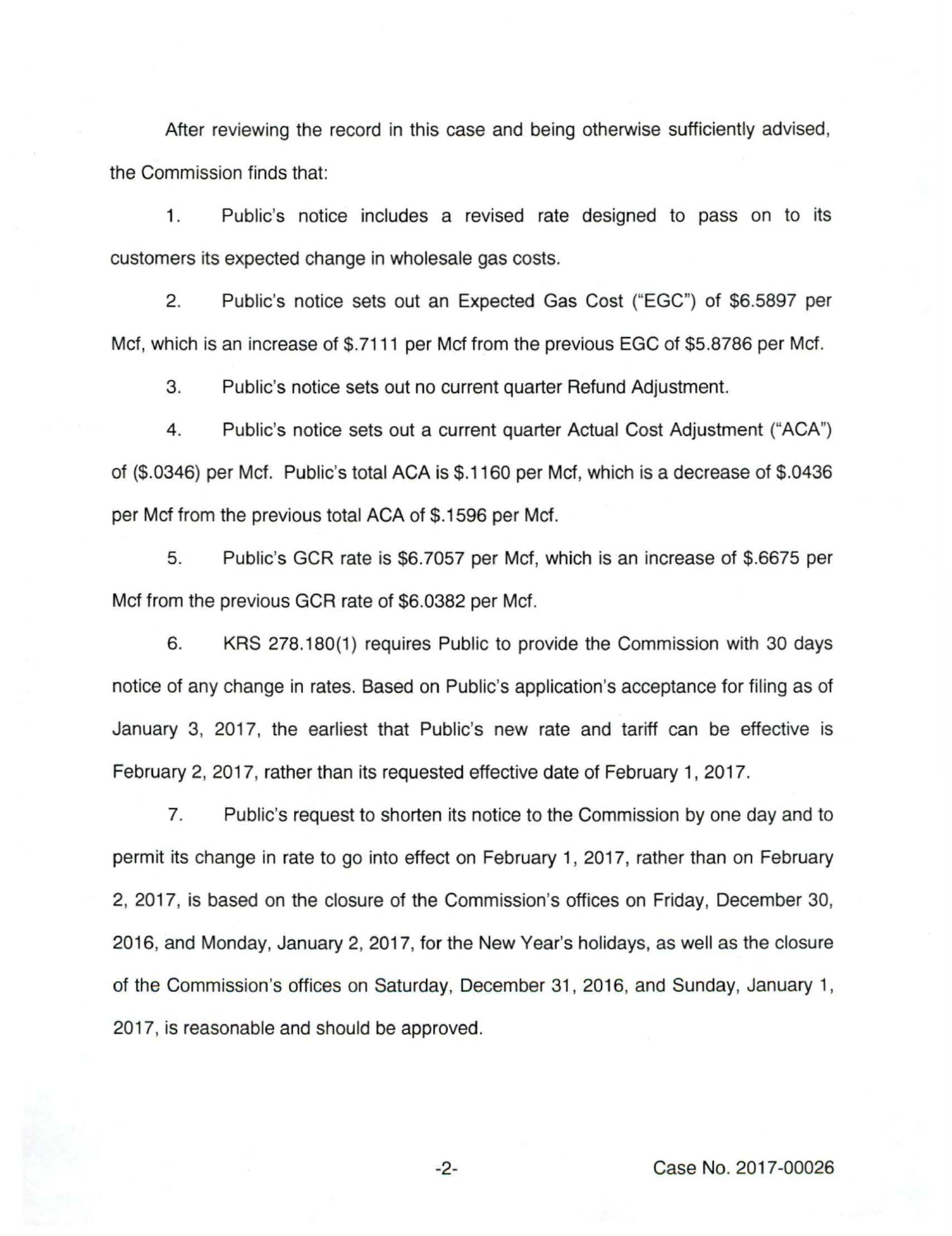After reviewing the record in this case and being otherwise sufficiently advised, the Commission finds that:

1. Public's notice includes a revised rate designed to pass on to its customers its expected change in wholesale gas costs.

2. Public's notice sets out an Expected Gas Cost ("EGC") of $6.5897 per Mcf, which is an increase of $.7111 per Mcf from the previous EGC of $5.8786 per Mcf.

3. Public's notice sets out no current quarter Refund Adjustment.

4. Public's notice sets out a current quarter Actual Cost Adjustment ("ACA") of ($.0346) per Mcf. Public's total ACA is $.1160 per Mcf, which is a decrease of $.0436 per Mcf from the previous total ACA of $.1596 per Mcf.

5. Public's GCR rate is $6.7057 per Mcf, which is an increase of $.6675 per Mcf from the previous GCR rate of $6.0382 per Mcf.

6. KRS 278.180(1) requires Public to provide the Commission with 30 days notice of any change in rates. Based on Public's application's acceptance for filing as of January 3, 2017, the earliest that Public's new rate and tariff can be effective is February 2, 2017, rather than its requested effective date of February 1, 2017.

7. Public's request to shorten its notice to the Commission by one day and to permit its change in rate to go into effect on February 1, 2017, rather than on February 2, 2017, is based on the closure of the Commission's offices on Friday, December 30, 2016, and Monday, January 2, 2017, for the New Year's holidays, as well as the closure of the Commission's offices on Saturday, December 31, 2016, and Sunday, January 1, 2017, is reasonable and should be approved.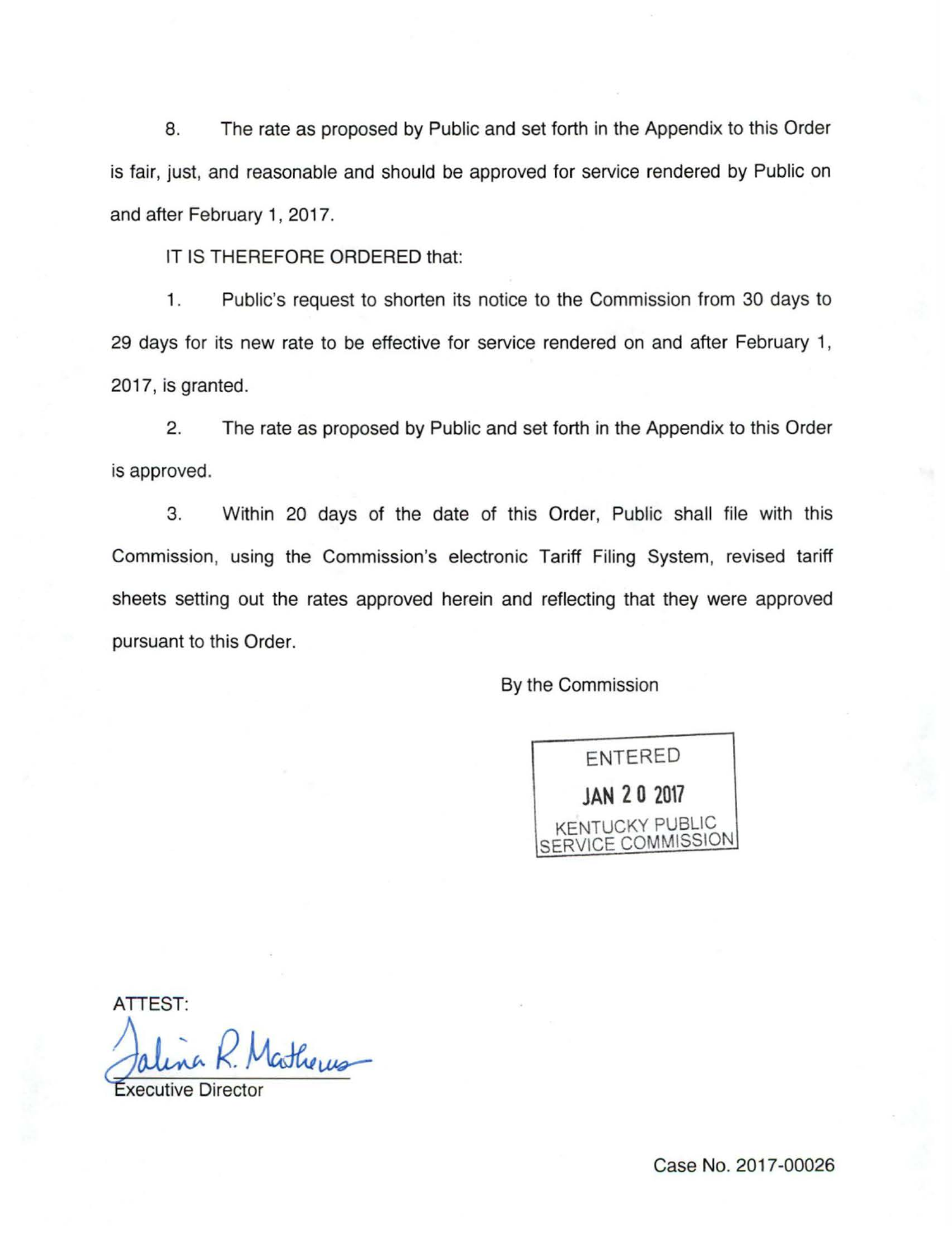8. The rate as proposed by Public and set forth in the Appendix to this Order is fair, just, and reasonable and should be approved for service rendered by Public on and after February 1, 2017.

IT IS THEREFORE ORDERED that:

1. Public's request to shorten its notice to the Commission from 30 days to 29 days for its new rate to be effective for service rendered on and after February 1, 2017, is granted.

2. The rate as proposed by Public and set forth in the Appendix to this Order is approved.

3. Within 20 days of the date of this Order, Public shall file with this Commission, using the Commission's electronic Tariff Filing System, revised tariff sheets setting out the rates approved herein and reflecting that they were approved pursuant to this Order.

By the Commission

ENTERED
JAN 20 2017
KENTUCKY PUBLIC
SERVICE COMMISSION

ATTEST:

Talina R. Mathews

Executive Director

Case No. 2017-00026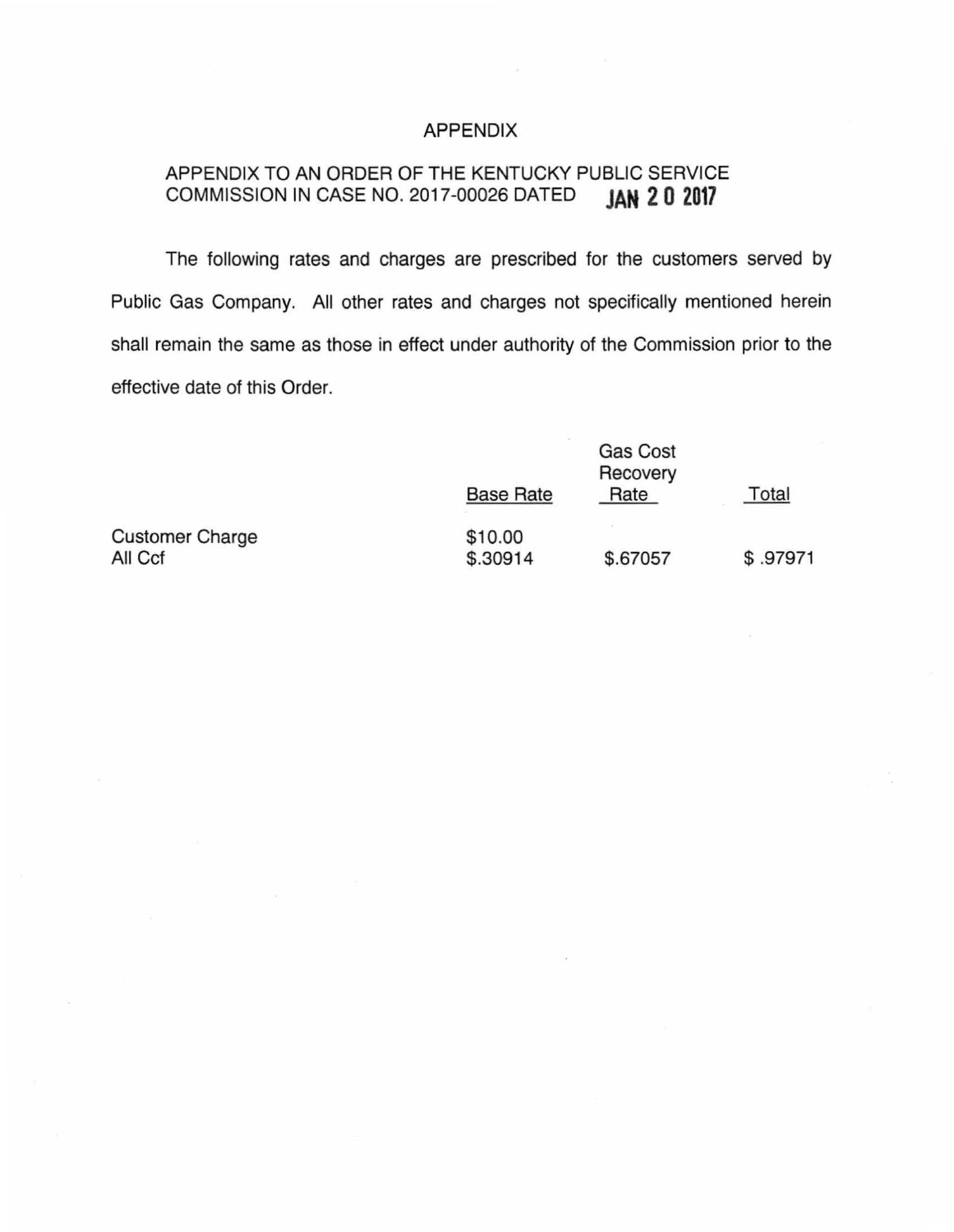# APPENDIX

APPENDIX TO AN ORDER OF THE KENTUCKY PUBLIC SERVICE COMMISSION IN CASE NO. 2017-00026 DATED JAN 20 2017

The following rates and charges are prescribed for the customers served by Public Gas Company. All other rates and charges not specifically mentioned herein shall remain the same as those in effect under authority of the Commission prior to the effective date of this Order.

| | Base Rate | Gas Cost Recovery Rate | Total |
|---|---|---|---|
| Customer Charge | $10.00 | | |
| All Ccf | $.30914 | $.67057 | $ .97971 |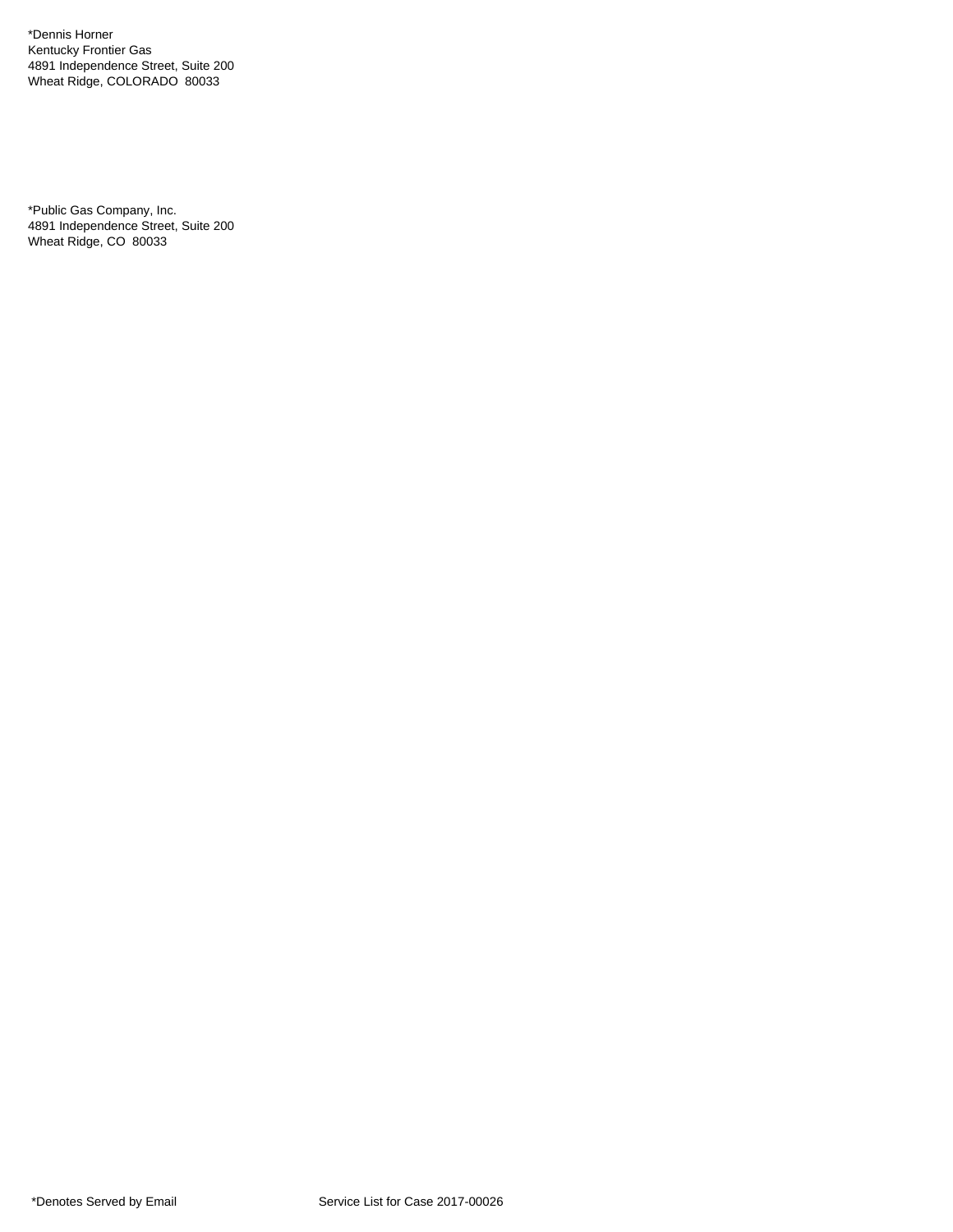*Dennis Horner
Kentucky Frontier Gas
4891 Independence Street, Suite 200
Wheat Ridge, COLORADO 80033

*Public Gas Company, Inc.
4891 Independence Street, Suite 200
Wheat Ridge, CO 80033

*Denotes Served by Email

Service List for Case 2017-00026